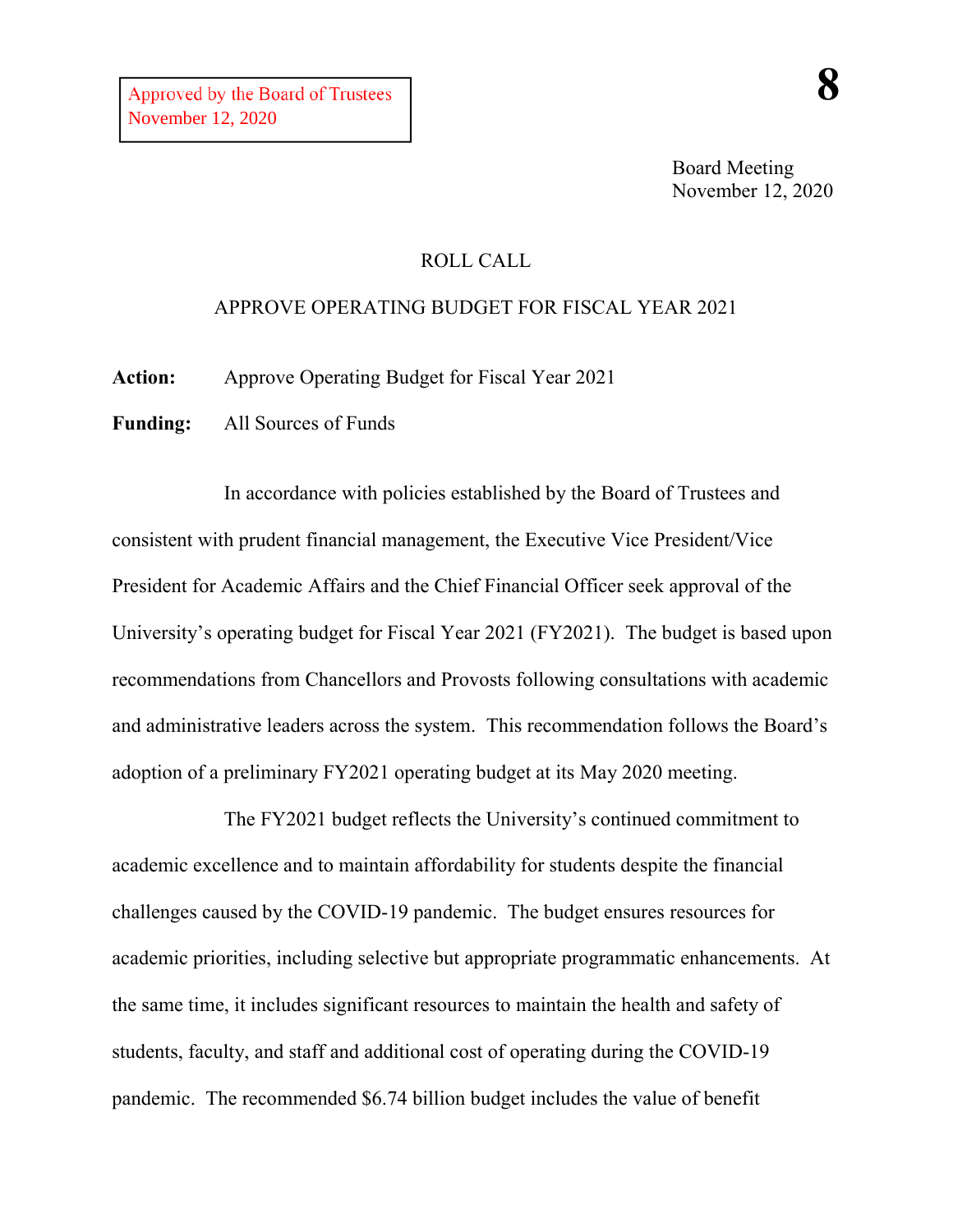Approved by the Board of Trustees
November 12, 2020

**8**

Board Meeting
November 12, 2020

ROLL CALL

APPROVE OPERATING BUDGET FOR FISCAL YEAR 2021

**Action:** Approve Operating Budget for Fiscal Year 2021

**Funding:** All Sources of Funds

In accordance with policies established by the Board of Trustees and consistent with prudent financial management, the Executive Vice President/Vice President for Academic Affairs and the Chief Financial Officer seek approval of the University's operating budget for Fiscal Year 2021 (FY2021). The budget is based upon recommendations from Chancellors and Provosts following consultations with academic and administrative leaders across the system. This recommendation follows the Board's adoption of a preliminary FY2021 operating budget at its May 2020 meeting.

The FY2021 budget reflects the University's continued commitment to academic excellence and to maintain affordability for students despite the financial challenges caused by the COVID-19 pandemic. The budget ensures resources for academic priorities, including selective but appropriate programmatic enhancements. At the same time, it includes significant resources to maintain the health and safety of students, faculty, and staff and additional cost of operating during the COVID-19 pandemic. The recommended $6.74 billion budget includes the value of benefit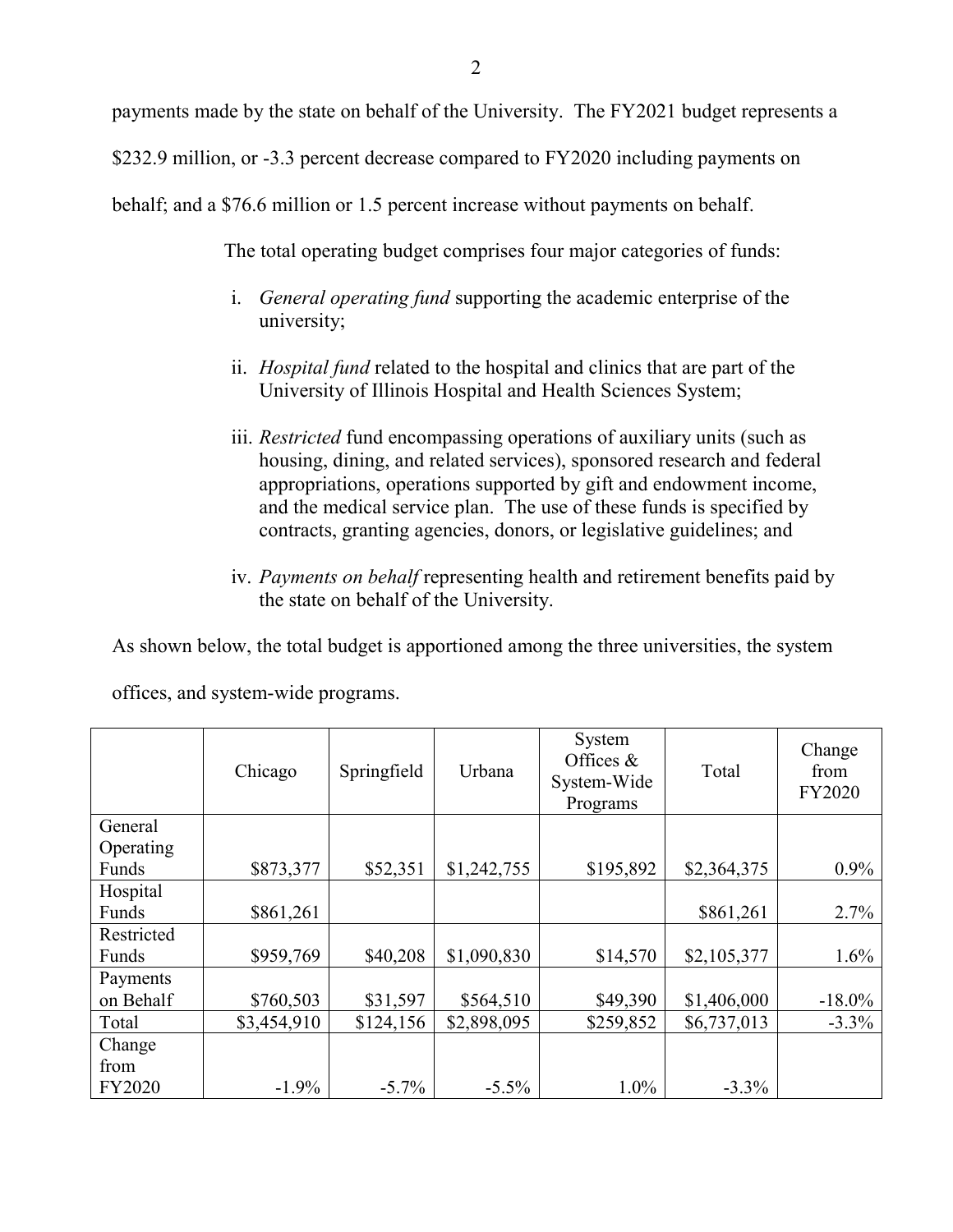payments made by the state on behalf of the University. The FY2021 budget represents a $232.9 million, or -3.3 percent decrease compared to FY2020 including payments on behalf; and a $76.6 million or 1.5 percent increase without payments on behalf.

The total operating budget comprises four major categories of funds:

i. *General operating fund* supporting the academic enterprise of the university;

ii. *Hospital fund* related to the hospital and clinics that are part of the University of Illinois Hospital and Health Sciences System;

iii. *Restricted* fund encompassing operations of auxiliary units (such as housing, dining, and related services), sponsored research and federal appropriations, operations supported by gift and endowment income, and the medical service plan. The use of these funds is specified by contracts, granting agencies, donors, or legislative guidelines; and

iv. *Payments on behalf* representing health and retirement benefits paid by the state on behalf of the University.

As shown below, the total budget is apportioned among the three universities, the system offices, and system-wide programs.

| | Chicago | Springfield | Urbana | System Offices & System-Wide Programs | Total | Change from FY2020 |
|---|---|---|---|---|---|---|
| General Operating Funds | $873,377 | $52,351 | $1,242,755 | $195,892 | $2,364,375 | 0.9% |
| Hospital Funds | $861,261 | | | | $861,261 | 2.7% |
| Restricted Funds | $959,769 | $40,208 | $1,090,830 | $14,570 | $2,105,377 | 1.6% |
| Payments on Behalf | $760,503 | $31,597 | $564,510 | $49,390 | $1,406,000 | -18.0% |
| Total | $3,454,910 | $124,156 | $2,898,095 | $259,852 | $6,737,013 | -3.3% |
| Change from FY2020 | -1.9% | -5.7% | -5.5% | 1.0% | -3.3% | |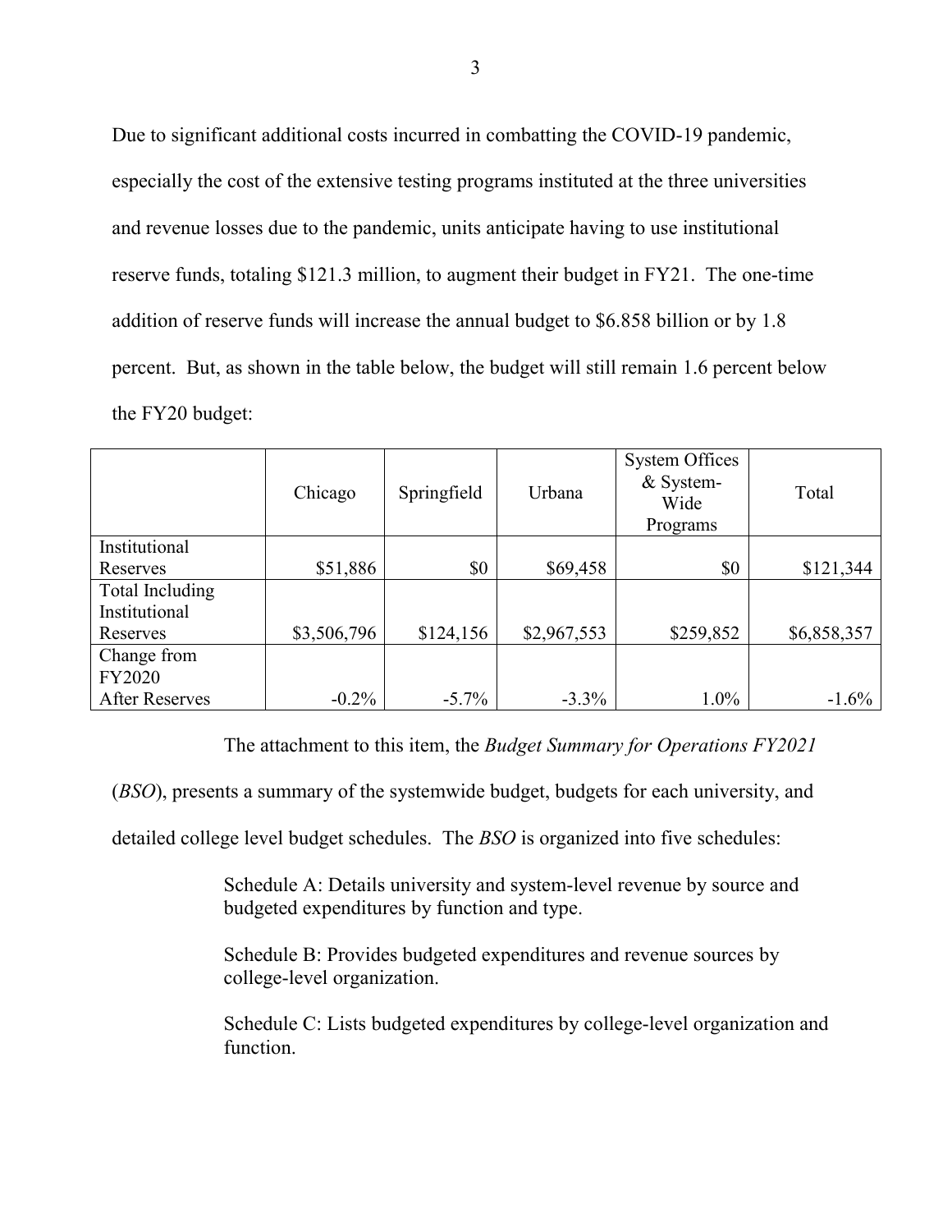Due to significant additional costs incurred in combatting the COVID-19 pandemic, especially the cost of the extensive testing programs instituted at the three universities and revenue losses due to the pandemic, units anticipate having to use institutional reserve funds, totaling $121.3 million, to augment their budget in FY21. The one-time addition of reserve funds will increase the annual budget to $6.858 billion or by 1.8 percent. But, as shown in the table below, the budget will still remain 1.6 percent below the FY20 budget:

| | Chicago | Springfield | Urbana | System Offices & System-Wide Programs | Total |
|---|---|---|---|---|---|
| Institutional Reserves | $51,886 | $0 | $69,458 | $0 | $121,344 |
| Total Including Institutional Reserves | $3,506,796 | $124,156 | $2,967,553 | $259,852 | $6,858,357 |
| Change from FY2020 After Reserves | -0.2% | -5.7% | -3.3% | 1.0% | -1.6% |

The attachment to this item, the *Budget Summary for Operations FY2021* (*BSO*), presents a summary of the systemwide budget, budgets for each university, and detailed college level budget schedules. The *BSO* is organized into five schedules:

Schedule A: Details university and system-level revenue by source and budgeted expenditures by function and type.

Schedule B: Provides budgeted expenditures and revenue sources by college-level organization.

Schedule C: Lists budgeted expenditures by college-level organization and function.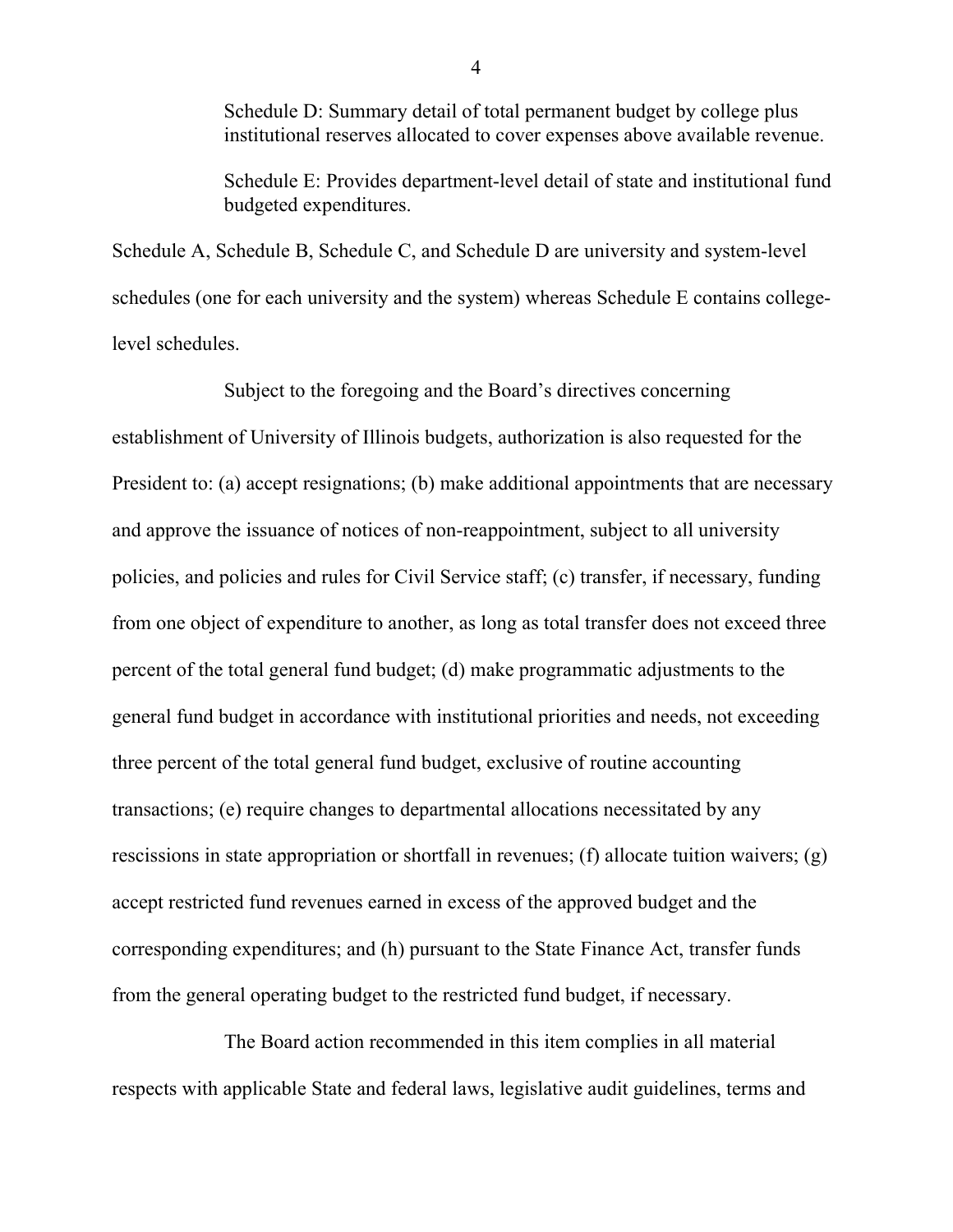Schedule D: Summary detail of total permanent budget by college plus institutional reserves allocated to cover expenses above available revenue.

Schedule E: Provides department-level detail of state and institutional fund budgeted expenditures.

Schedule A, Schedule B, Schedule C, and Schedule D are university and system-level schedules (one for each university and the system) whereas Schedule E contains college-level schedules.

Subject to the foregoing and the Board's directives concerning establishment of University of Illinois budgets, authorization is also requested for the President to: (a) accept resignations; (b) make additional appointments that are necessary and approve the issuance of notices of non-reappointment, subject to all university policies, and policies and rules for Civil Service staff; (c) transfer, if necessary, funding from one object of expenditure to another, as long as total transfer does not exceed three percent of the total general fund budget; (d) make programmatic adjustments to the general fund budget in accordance with institutional priorities and needs, not exceeding three percent of the total general fund budget, exclusive of routine accounting transactions; (e) require changes to departmental allocations necessitated by any rescissions in state appropriation or shortfall in revenues; (f) allocate tuition waivers; (g) accept restricted fund revenues earned in excess of the approved budget and the corresponding expenditures; and (h) pursuant to the State Finance Act, transfer funds from the general operating budget to the restricted fund budget, if necessary.

The Board action recommended in this item complies in all material respects with applicable State and federal laws, legislative audit guidelines, terms and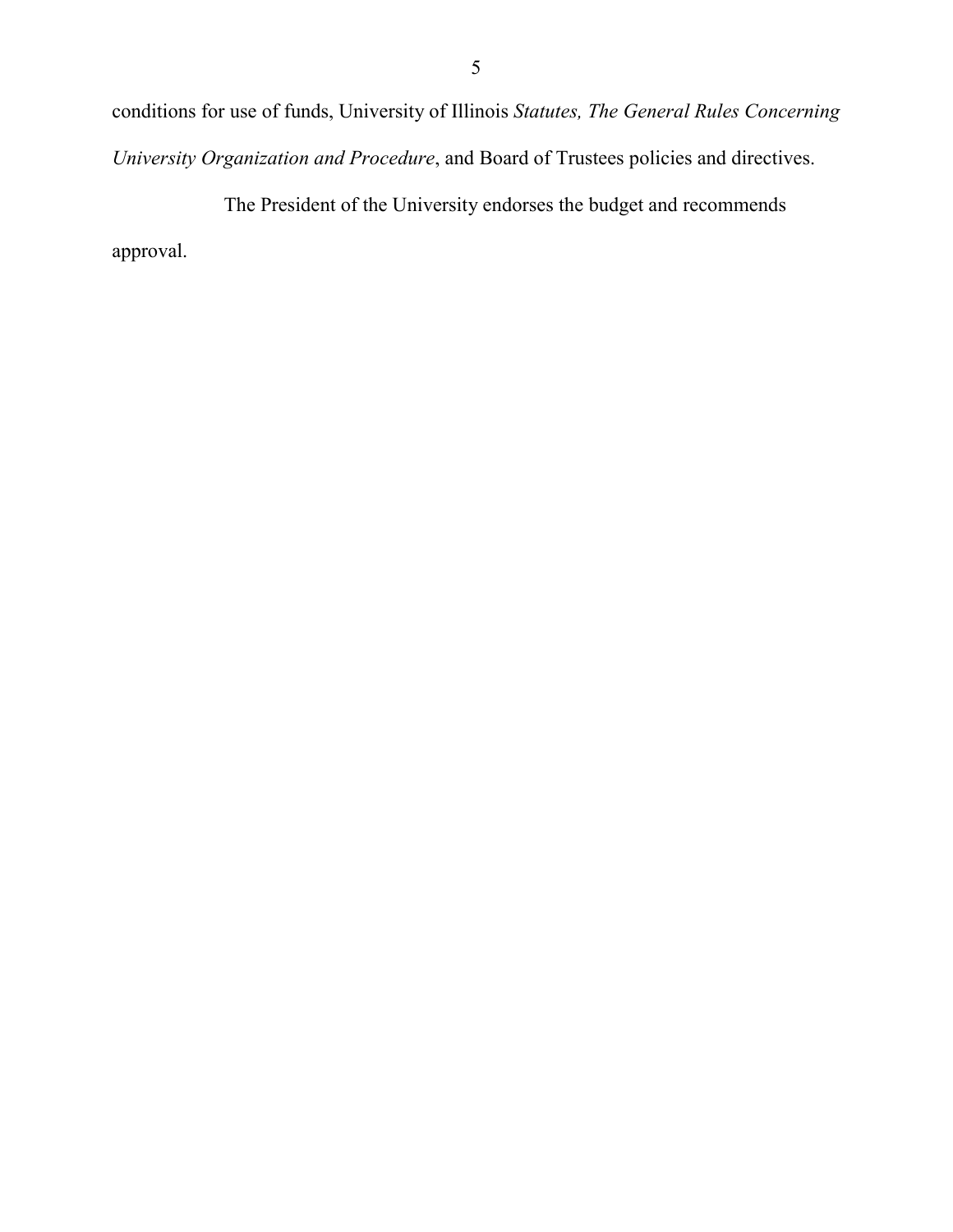conditions for use of funds, University of Illinois *Statutes, The General Rules Concerning University Organization and Procedure*, and Board of Trustees policies and directives.

The President of the University endorses the budget and recommends approval.